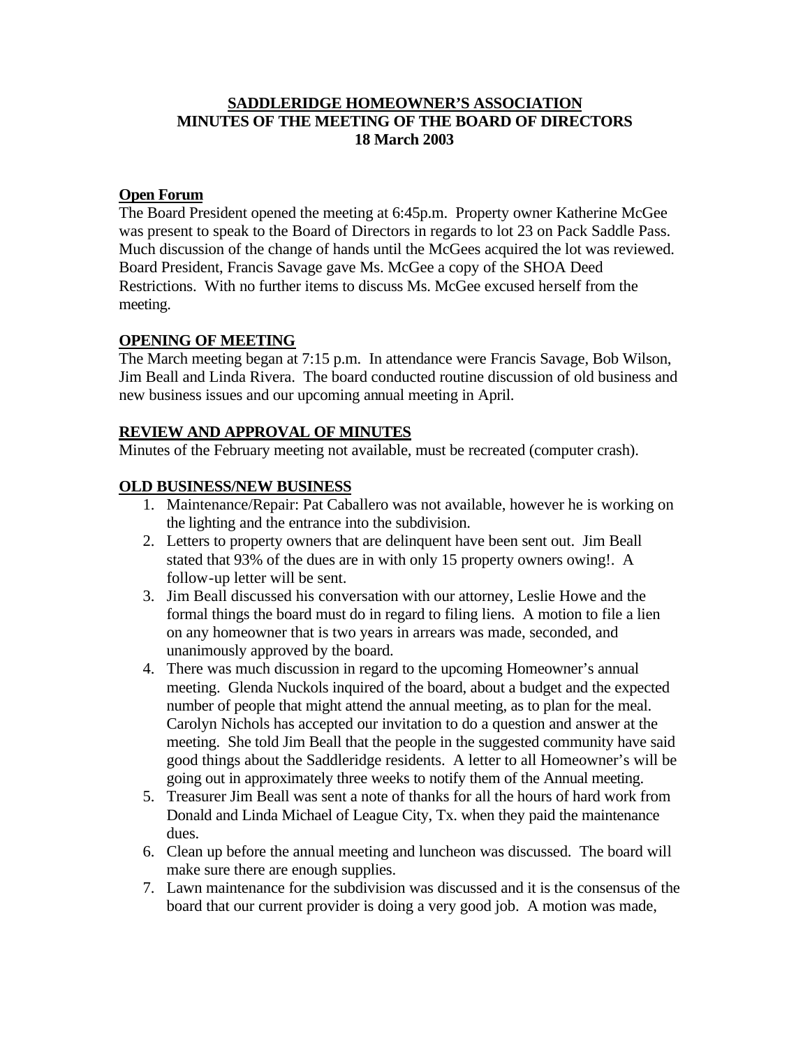# SADDLERIDGE HOMEOWNER'S ASSOCIATION
# MINUTES OF THE MEETING OF THE BOARD OF DIRECTORS
# 18 March 2003

## Open Forum

The Board President opened the meeting at 6:45p.m. Property owner Katherine McGee was present to speak to the Board of Directors in regards to lot 23 on Pack Saddle Pass. Much discussion of the change of hands until the McGees acquired the lot was reviewed. Board President, Francis Savage gave Ms. McGee a copy of the SHOA Deed Restrictions. With no further items to discuss Ms. McGee excused herself from the meeting.

## OPENING OF MEETING

The March meeting began at 7:15 p.m. In attendance were Francis Savage, Bob Wilson, Jim Beall and Linda Rivera. The board conducted routine discussion of old business and new business issues and our upcoming annual meeting in April.

## REVIEW AND APPROVAL OF MINUTES

Minutes of the February meeting not available, must be recreated (computer crash).

## OLD BUSINESS/NEW BUSINESS

1. Maintenance/Repair: Pat Caballero was not available, however he is working on the lighting and the entrance into the subdivision.
2. Letters to property owners that are delinquent have been sent out. Jim Beall stated that 93% of the dues are in with only 15 property owners owing!. A follow-up letter will be sent.
3. Jim Beall discussed his conversation with our attorney, Leslie Howe and the formal things the board must do in regard to filing liens. A motion to file a lien on any homeowner that is two years in arrears was made, seconded, and unanimously approved by the board.
4. There was much discussion in regard to the upcoming Homeowner's annual meeting. Glenda Nuckols inquired of the board, about a budget and the expected number of people that might attend the annual meeting, as to plan for the meal. Carolyn Nichols has accepted our invitation to do a question and answer at the meeting. She told Jim Beall that the people in the suggested community have said good things about the Saddleridge residents. A letter to all Homeowner's will be going out in approximately three weeks to notify them of the Annual meeting.
5. Treasurer Jim Beall was sent a note of thanks for all the hours of hard work from Donald and Linda Michael of League City, Tx. when they paid the maintenance dues.
6. Clean up before the annual meeting and luncheon was discussed. The board will make sure there are enough supplies.
7. Lawn maintenance for the subdivision was discussed and it is the consensus of the board that our current provider is doing a very good job. A motion was made,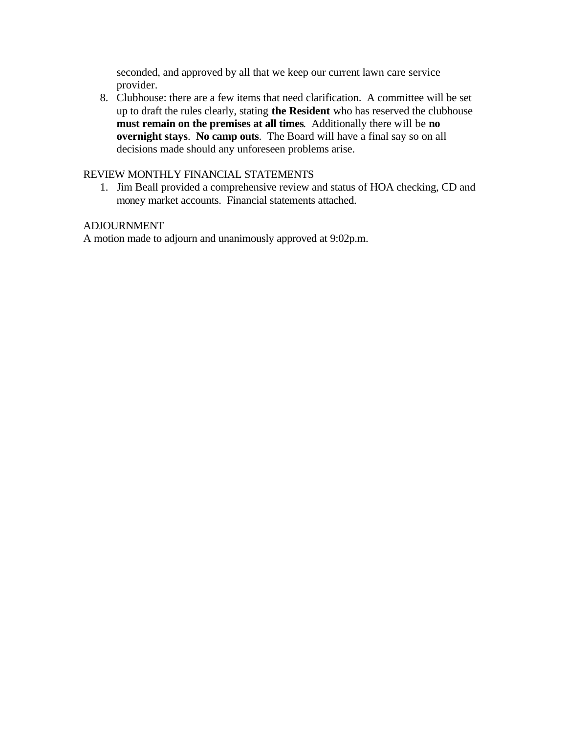seconded, and approved by all that we keep our current lawn care service provider.

8. Clubhouse: there are a few items that need clarification. A committee will be set up to draft the rules clearly, stating **the Resident** who has reserved the clubhouse **must remain on the premises at all times**. Additionally there will be **no overnight stays**. **No camp outs**. The Board will have a final say so on all decisions made should any unforeseen problems arise.

REVIEW MONTHLY FINANCIAL STATEMENTS

1. Jim Beall provided a comprehensive review and status of HOA checking, CD and money market accounts. Financial statements attached.

ADJOURNMENT

A motion made to adjourn and unanimously approved at 9:02p.m.